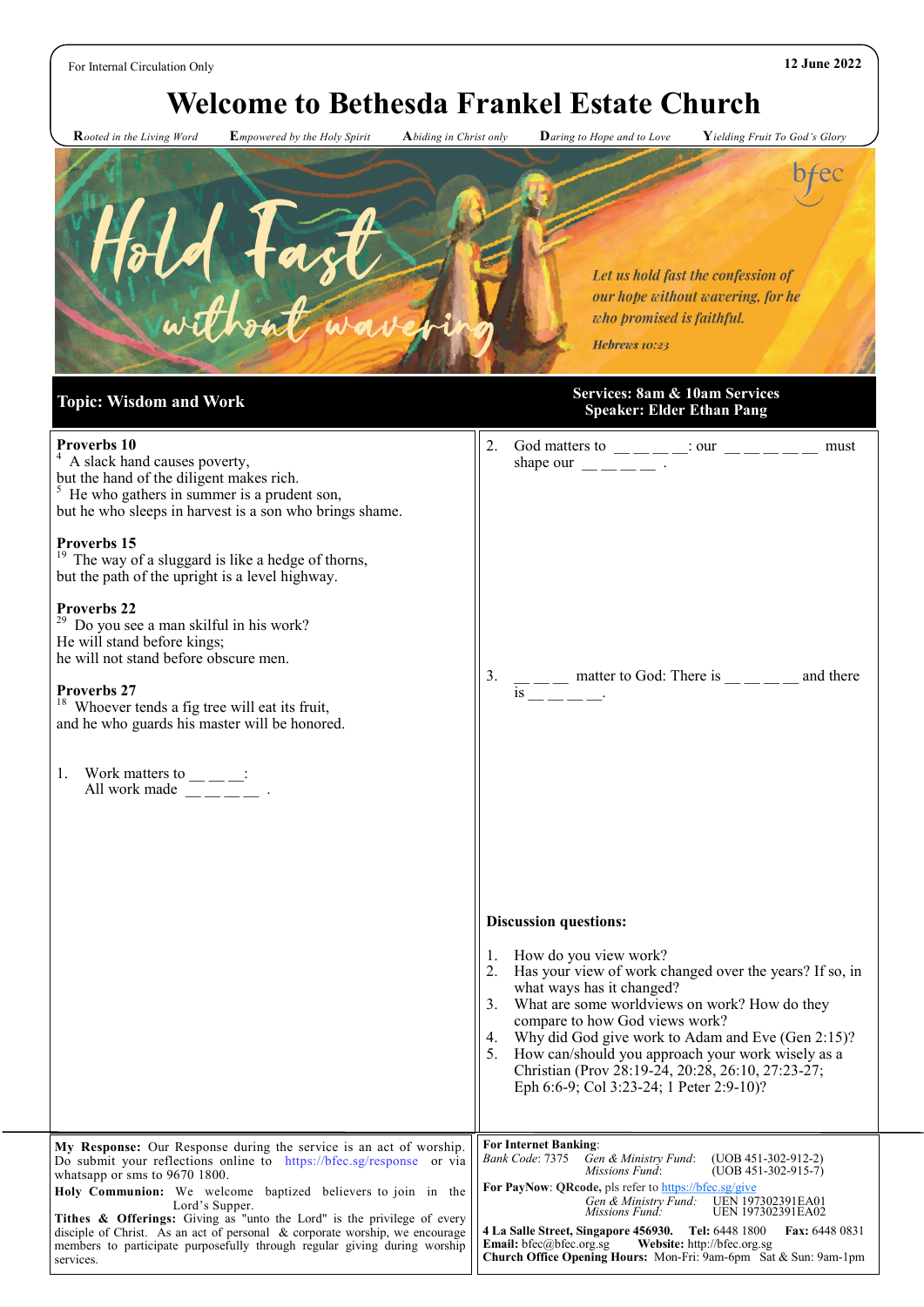For Internal Circulation Only

12 June 2022

# Welcome to Bethesda Frankel Estate Church

**R**ooted in the Living Word **E**mpowered by the Holy Spirit **A**biding in Christ only **D**aring to Hope and to Love **Y**ielding Fruit To God's Glory

Hold Fast without wavering

bfec

*Let us hold fast the confession of our hope without wavering, for he who promised is faithful.*

***Hebrews 10:23***

## Topic: Wisdom and Work

**Services: 8am & 10am Services**
**Speaker: Elder Ethan Pang**

**Proverbs 10**
[4] A slack hand causes poverty,
but the hand of the diligent makes rich.
[5] He who gathers in summer is a prudent son,
but he who sleeps in harvest is a son who brings shame.

**Proverbs 15**
[19] The way of a sluggard is like a hedge of thorns,
but the path of the upright is a level highway.

**Proverbs 22**
[29] Do you see a man skilful in his work?
He will stand before kings;
he will not stand before obscure men.

**Proverbs 27**
[18] Whoever tends a fig tree will eat its fruit,
and he who guards his master will be honored.

1. Work matters to __ __ __:
   All work made __ __ __ __ .

2. God matters to __ __ __ __: our __ __ __ __ __ must shape our __ __ __ __ .

3. __ __ __ matter to God: There is __ __ __ __ and there is __ __ __ __.

**Discussion questions:**

1. How do you view work?
2. Has your view of work changed over the years? If so, in what ways has it changed?
3. What are some worldviews on work? How do they compare to how God views work?
4. Why did God give work to Adam and Eve (Gen 2:15)?
5. How can/should you approach your work wisely as a Christian (Prov 28:19-24, 20:28, 26:10, 27:23-27; Eph 6:6-9; Col 3:23-24; 1 Peter 2:9-10)?

**My Response:** Our Response during the service is an act of worship. Do submit your reflections online to https://bfec.sg/response or via whatsapp or sms to 9670 1800.

**Holy Communion:** We welcome baptized believers to join in the Lord's Supper.

**Tithes & Offerings:** Giving as "unto the Lord" is the privilege of every disciple of Christ. As an act of personal & corporate worship, we encourage members to participate purposefully through regular giving during worship services.

**For Internet Banking**:
*Bank Code*: 7375 *Gen & Ministry Fund*: (UOB 451-302-912-2)
*Missions Fund*: (UOB 451-302-915-7)

**For PayNow**: **QRcode,** pls refer to https://bfec.sg/give
*Gen & Ministry Fund*: UEN 197302391EA01
*Missions Fund*: UEN 197302391EA02

**4 La Salle Street, Singapore 456930. Tel:** 6448 1800 **Fax:** 6448 0831
**Email:** bfec@bfec.org.sg **Website:** http://bfec.org.sg
**Church Office Opening Hours:** Mon-Fri: 9am-6pm Sat & Sun: 9am-1pm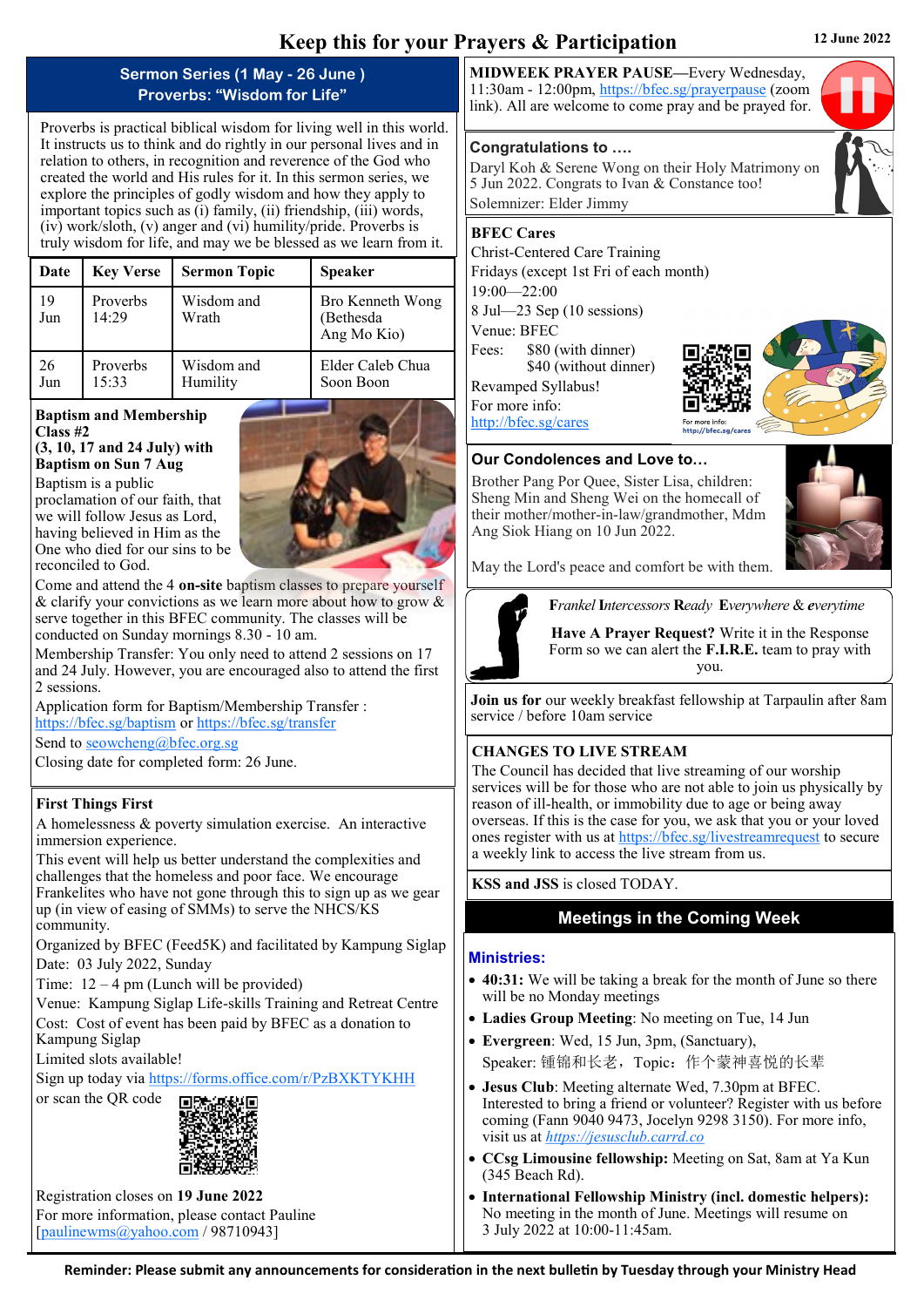# Keep this for your Prayers & Participation

12 June 2022

## Sermon Series (1 May - 26 June )
## Proverbs: "Wisdom for Life"

Proverbs is practical biblical wisdom for living well in this world. It instructs us to think and do rightly in our personal lives and in relation to others, in recognition and reverence of the God who created the world and His rules for it. In this sermon series, we explore the principles of godly wisdom and how they apply to important topics such as (i) family, (ii) friendship, (iii) words, (iv) work/sloth, (v) anger and (vi) humility/pride. Proverbs is truly wisdom for life, and may we be blessed as we learn from it.

| Date | Key Verse | Sermon Topic | Speaker |
|---|---|---|---|
| 19 Jun | Proverbs 14:29 | Wisdom and Wrath | Bro Kenneth Wong (Bethesda Ang Mo Kio) |
| 26 Jun | Proverbs 15:33 | Wisdom and Humility | Elder Caleb Chua Soon Boon |

**Baptism and Membership Class #2**
**(3, 10, 17 and 24 July) with Baptism on Sun 7 Aug**

Baptism is a public proclamation of our faith, that we will follow Jesus as Lord, having believed in Him as the One who died for our sins to be reconciled to God.

Come and attend the 4 **on-site** baptism classes to prepare yourself & clarify your convictions as we learn more about how to grow & serve together in this BFEC community. The classes will be conducted on Sunday mornings 8.30 - 10 am.

Membership Transfer: You only need to attend 2 sessions on 17 and 24 July. However, you are encouraged also to attend the first 2 sessions.

Application form for Baptism/Membership Transfer : https://bfec.sg/baptism or https://bfec.sg/transfer

Send to seowcheng@bfec.org.sg

Closing date for completed form: 26 June.

**First Things First**

A homelessness & poverty simulation exercise. An interactive immersion experience.

This event will help us better understand the complexities and challenges that the homeless and poor face. We encourage Frankelites who have not gone through this to sign up as we gear up (in view of easing of SMMs) to serve the NHCS/KS community.

Organized by BFEC (Feed5K) and facilitated by Kampung Siglap

Date: 03 July 2022, Sunday

Time: 12 – 4 pm (Lunch will be provided)

Venue: Kampung Siglap Life-skills Training and Retreat Centre

Cost: Cost of event has been paid by BFEC as a donation to Kampung Siglap

Limited slots available!

Sign up today via https://forms.office.com/r/PzBXKTYKHH

or scan the QR code

Registration closes on **19 June 2022**

For more information, please contact Pauline [paulinewms@yahoo.com / 98710943]

**MIDWEEK PRAYER PAUSE**—Every Wednesday, 11:30am - 12:00pm, https://bfec.sg/prayerpause (zoom link). All are welcome to come pray and be prayed for.

**Congratulations to ….**

Daryl Koh & Serene Wong on their Holy Matrimony on 5 Jun 2022. Congrats to Ivan & Constance too!

Solemnizer: Elder Jimmy

**BFEC Cares**

Christ-Centered Care Training

Fridays (except 1st Fri of each month)

19:00—22:00

8 Jul—23 Sep (10 sessions)

Venue: BFEC

Fees: $80 (with dinner)
$40 (without dinner)

Revamped Syllabus!

For more info: http://bfec.sg/cares

For more info: http://bfec.sg/cares

**Our Condolences and Love to…**

Brother Pang Por Quee, Sister Lisa, children: Sheng Min and Sheng Wei on the homecall of their mother/mother-in-law/grandmother, Mdm Ang Siok Hiang on 10 Jun 2022.

May the Lord's peace and comfort be with them.

*F*rankel *I*ntercessors *R*eady *E*verywhere & *e*verytime

**Have A Prayer Request?** Write it in the Response Form so we can alert the **F.I.R.E.** team to pray with you.

**Join us for** our weekly breakfast fellowship at Tarpaulin after 8am service / before 10am service

**CHANGES TO LIVE STREAM**

The Council has decided that live streaming of our worship services will be for those who are not able to join us physically by reason of ill-health, or immobility due to age or being away overseas. If this is the case for you, we ask that you or your loved ones register with us at https://bfec.sg/livestreamrequest to secure a weekly link to access the live stream from us.

**KSS and JSS** is closed TODAY.

## Meetings in the Coming Week

**Ministries:**

- **40:31:** We will be taking a break for the month of June so there will be no Monday meetings
- **Ladies Group Meeting**: No meeting on Tue, 14 Jun
- **Evergreen**: Wed, 15 Jun, 3pm, (Sanctuary),
  Speaker: 锺锦和长老，Topic：作个蒙神喜悦的长辈
- **Jesus Club**: Meeting alternate Wed, 7.30pm at BFEC. Interested to bring a friend or volunteer? Register with us before coming (Fann 9040 9473, Jocelyn 9298 3150). For more info, visit us at *https://jesusclub.carrd.co*
- **CCsg Limousine fellowship:** Meeting on Sat, 8am at Ya Kun (345 Beach Rd).
- **International Fellowship Ministry (incl. domestic helpers):** No meeting in the month of June. Meetings will resume on 3 July 2022 at 10:00-11:45am.

**Reminder: Please submit any announcements for consideration in the next bulletin by Tuesday through your Ministry Head**